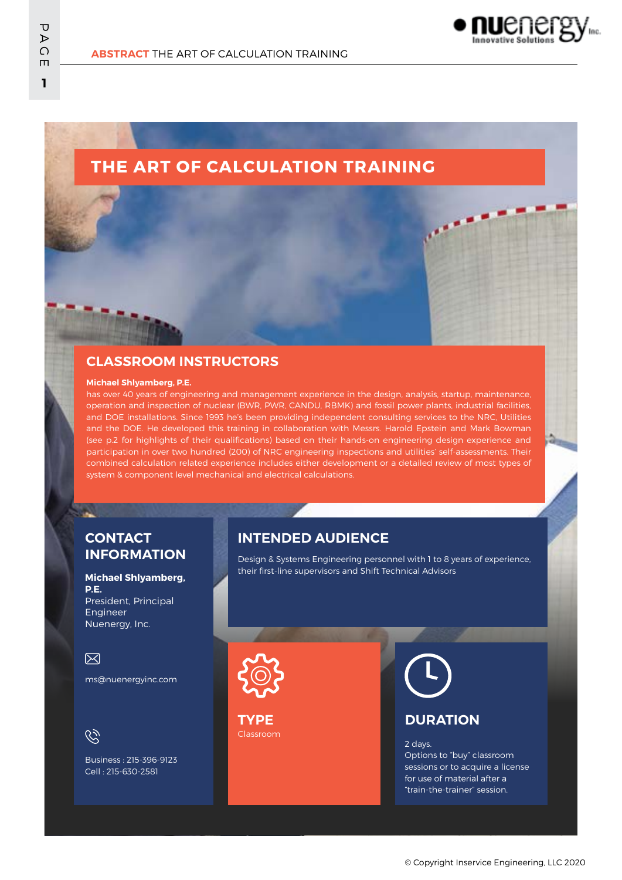# THE ART OF CALCULATION TRAINING

## CLASSROOM INSTRUCTORS

**Michael Shlyamberg, P.E.**
has over 40 years of engineering and management experience in the design, analysis, startup, maintenance, operation and inspection of nuclear (BWR, PWR, CANDU, RBMK) and fossil power plants, industrial facilities, and DOE installations. Since 1993 he's been providing independent consulting services to the NRC, Utilities and the DOE. He developed this training in collaboration with Messrs. Harold Epstein and Mark Bowman (see p.2 for highlights of their qualifications) based on their hands-on engineering design experience and participation in over two hundred (200) of NRC engineering inspections and utilities' self-assessments. Their combined calculation related experience includes either development or a detailed review of most types of system & component level mechanical and electrical calculations.

## CONTACT INFORMATION

**Michael Shlyamberg, P.E.**
President, Principal Engineer
Nuenergy, Inc.

ms@nuenergyinc.com

Business : 215-396-9123
Cell : 215-630-2581

## INTENDED AUDIENCE

Design & Systems Engineering personnel with 1 to 8 years of experience, their first-line supervisors and Shift Technical Advisors

## TYPE

Classroom

## DURATION

2 days.
Options to "buy" classroom sessions or to acquire a license for use of material after a "train-the-trainer" session.

© Copyright Inservice Engineering, LLC 2020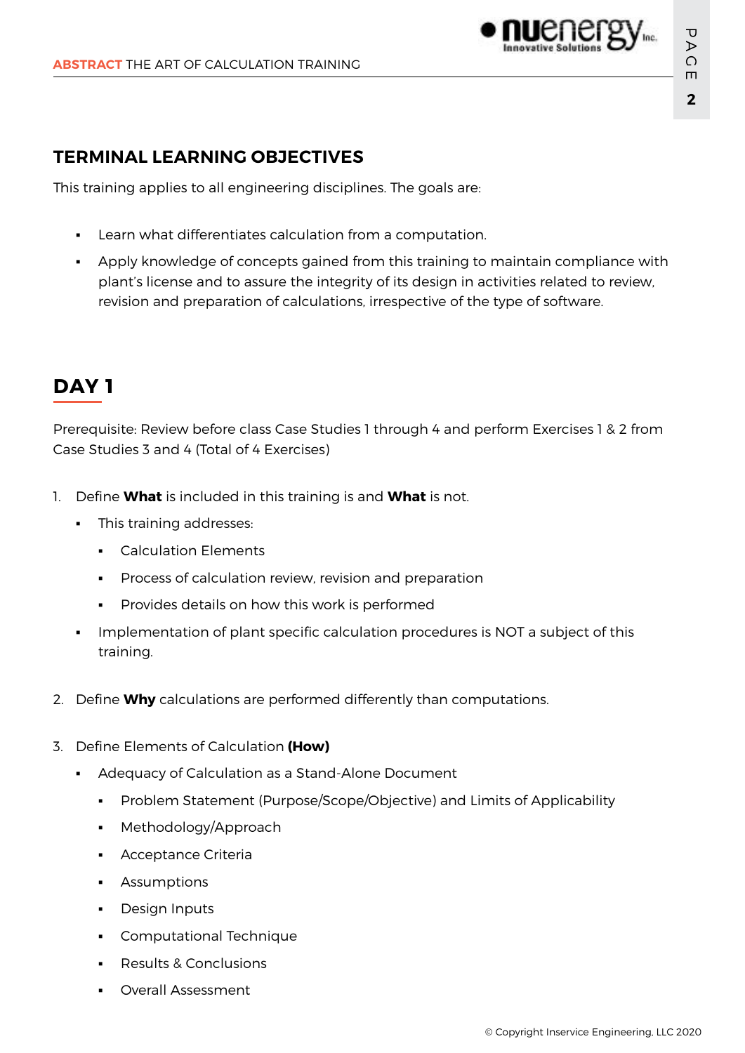## TERMINAL LEARNING OBJECTIVES

This training applies to all engineering disciplines. The goals are:

- Learn what differentiates calculation from a computation.
- Apply knowledge of concepts gained from this training to maintain compliance with plant's license and to assure the integrity of its design in activities related to review, revision and preparation of calculations, irrespective of the type of software.

## DAY 1

Prerequisite: Review before class Case Studies 1 through 4 and perform Exercises 1 & 2 from Case Studies 3 and 4 (Total of 4 Exercises)

1. Define **What** is included in this training is and **What** is not.
   - This training addresses:
     - Calculation Elements
     - Process of calculation review, revision and preparation
     - Provides details on how this work is performed
   - Implementation of plant specific calculation procedures is NOT a subject of this training.

2. Define **Why** calculations are performed differently than computations.

3. Define Elements of Calculation **(How)**
   - Adequacy of Calculation as a Stand-Alone Document
     - Problem Statement (Purpose/Scope/Objective) and Limits of Applicability
     - Methodology/Approach
     - Acceptance Criteria
     - Assumptions
     - Design Inputs
     - Computational Technique
     - Results & Conclusions
     - Overall Assessment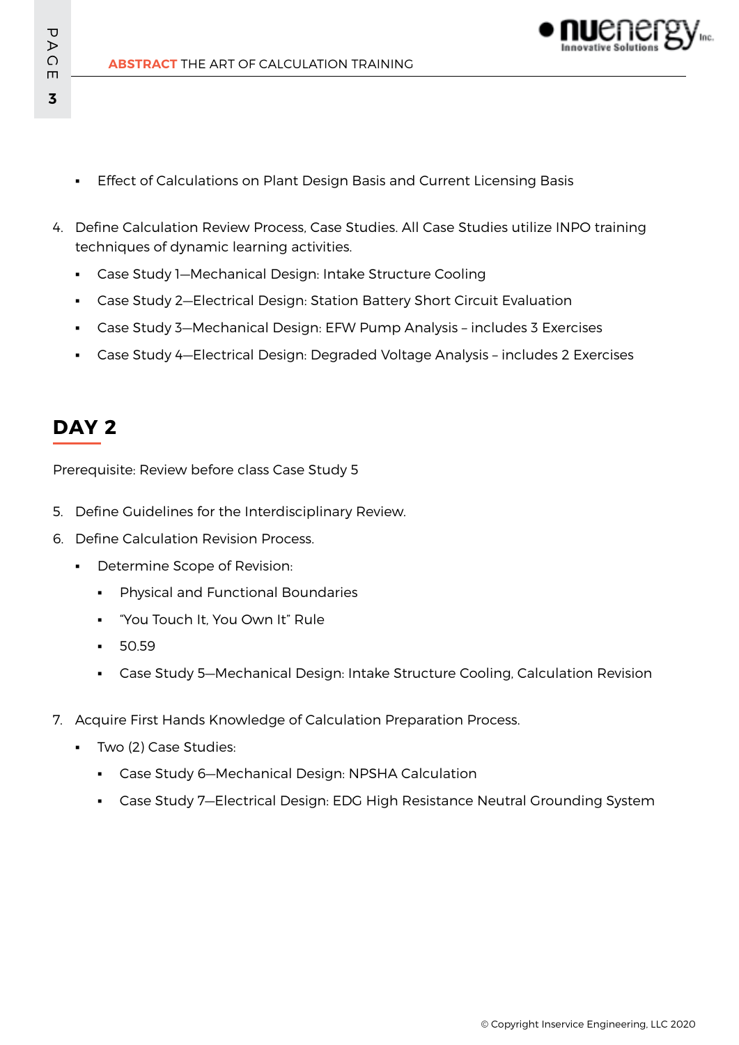- Effect of Calculations on Plant Design Basis and Current Licensing Basis

4. Define Calculation Review Process, Case Studies. All Case Studies utilize INPO training techniques of dynamic learning activities.
    - Case Study 1—Mechanical Design: Intake Structure Cooling
    - Case Study 2—Electrical Design: Station Battery Short Circuit Evaluation
    - Case Study 3—Mechanical Design: EFW Pump Analysis – includes 3 Exercises
    - Case Study 4—Electrical Design: Degraded Voltage Analysis – includes 2 Exercises

## DAY 2

Prerequisite: Review before class Case Study 5

5. Define Guidelines for the Interdisciplinary Review.
6. Define Calculation Revision Process.
    - Determine Scope of Revision:
        - Physical and Functional Boundaries
        - "You Touch It, You Own It" Rule
        - 50.59
        - Case Study 5—Mechanical Design: Intake Structure Cooling, Calculation Revision
7. Acquire First Hands Knowledge of Calculation Preparation Process.
    - Two (2) Case Studies:
        - Case Study 6—Mechanical Design: NPSHA Calculation
        - Case Study 7—Electrical Design: EDG High Resistance Neutral Grounding System

© Copyright Inservice Engineering, LLC 2020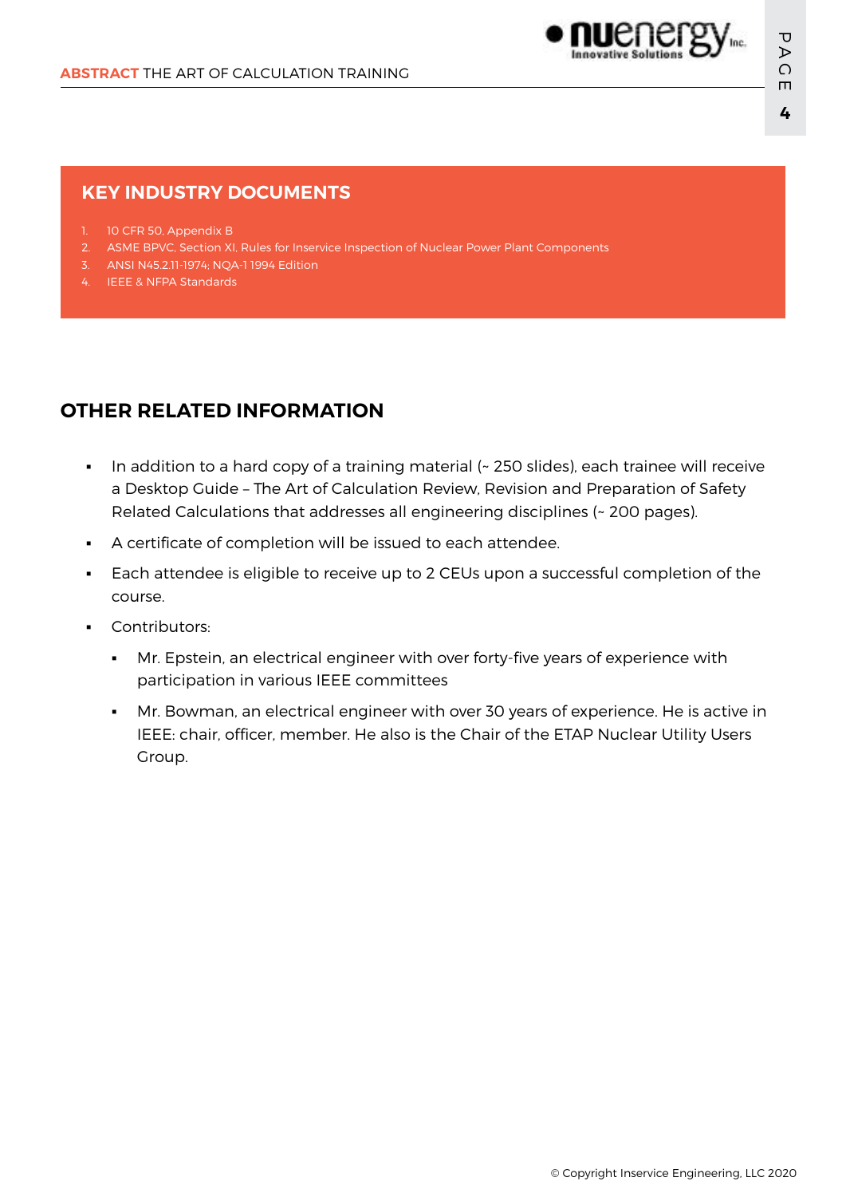## KEY INDUSTRY DOCUMENTS

1. 10 CFR 50, Appendix B
2. ASME BPVC, Section XI, Rules for Inservice Inspection of Nuclear Power Plant Components
3. ANSI N45.2.11-1974; NQA-1 1994 Edition
4. IEEE & NFPA Standards

## OTHER RELATED INFORMATION

- In addition to a hard copy of a training material (~ 250 slides), each trainee will receive a Desktop Guide – The Art of Calculation Review, Revision and Preparation of Safety Related Calculations that addresses all engineering disciplines (~ 200 pages).
- A certificate of completion will be issued to each attendee.
- Each attendee is eligible to receive up to 2 CEUs upon a successful completion of the course.
- Contributors:
  - Mr. Epstein, an electrical engineer with over forty-five years of experience with participation in various IEEE committees
  - Mr. Bowman, an electrical engineer with over 30 years of experience. He is active in IEEE: chair, officer, member. He also is the Chair of the ETAP Nuclear Utility Users Group.

© Copyright Inservice Engineering, LLC 2020